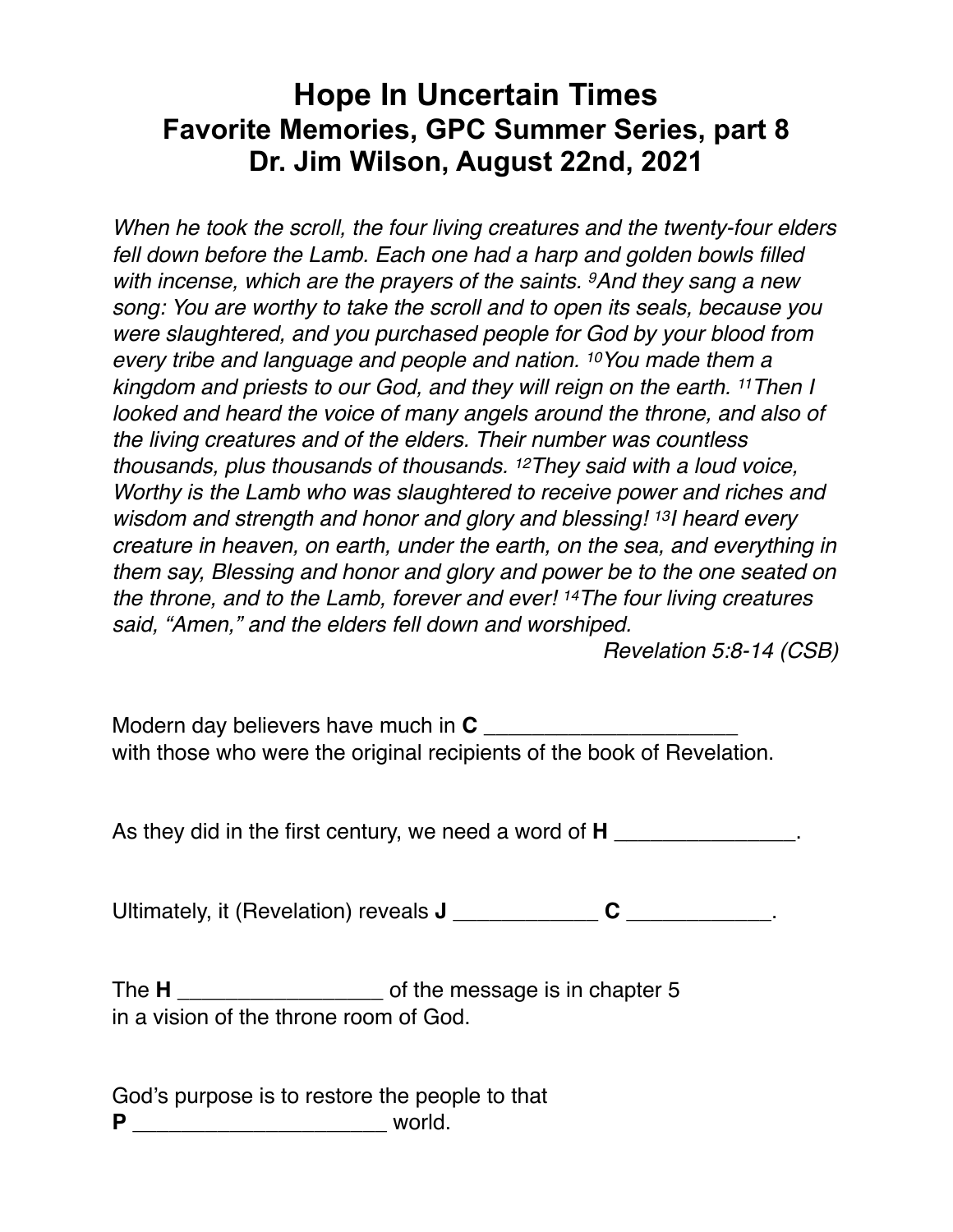# Hope In Uncertain Times
## Favorite Memories, GPC Summer Series, part 8
## Dr. Jim Wilson, August 22nd, 2021

*When he took the scroll, the four living creatures and the twenty-four elders fell down before the Lamb. Each one had a harp and golden bowls filled with incense, which are the prayers of the saints. [9]And they sang a new song: You are worthy to take the scroll and to open its seals, because you were slaughtered, and you purchased people for God by your blood from every tribe and language and people and nation. [10]You made them a kingdom and priests to our God, and they will reign on the earth. [11]Then I looked and heard the voice of many angels around the throne, and also of the living creatures and of the elders. Their number was countless thousands, plus thousands of thousands. [12]They said with a loud voice, Worthy is the Lamb who was slaughtered to receive power and riches and wisdom and strength and honor and glory and blessing! [13]I heard every creature in heaven, on earth, under the earth, on the sea, and everything in them say, Blessing and honor and glory and power be to the one seated on the throne, and to the Lamb, forever and ever! [14]The four living creatures said, "Amen," and the elders fell down and worshiped.*

*Revelation 5:8-14 (CSB)*

Modern day believers have much in **C** ____________________ with those who were the original recipients of the book of Revelation.

As they did in the first century, we need a word of **H** _______________.

Ultimately, it (Revelation) reveals **J** ____________ **C** ____________.

The **H** _________________ of the message is in chapter 5 in a vision of the throne room of God.

God's purpose is to restore the people to that **P** _____________________ world.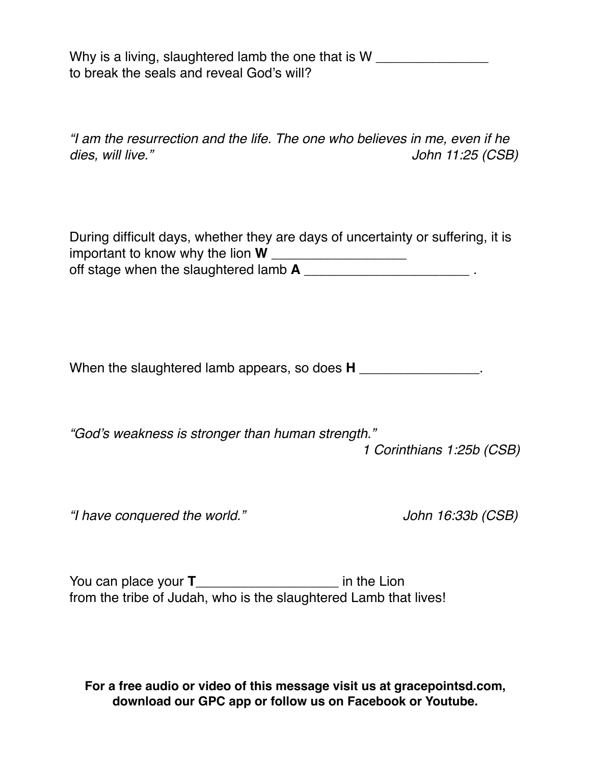Why is a living, slaughtered lamb the one that is W _______________ to break the seals and reveal God's will?

*"I am the resurrection and the life. The one who believes in me, even if he dies, will live."* *John 11:25 (CSB)*

During difficult days, whether they are days of uncertainty or suffering, it is important to know why the lion **W** __________________ off stage when the slaughtered lamb **A** ______________________ .

When the slaughtered lamb appears, so does **H** ________________.

*"God's weakness is stronger than human strength."*
*1 Corinthians 1:25b (CSB)*

*"I have conquered the world."* *John 16:33b (CSB)*

You can place your **T**___________________ in the Lion from the tribe of Judah, who is the slaughtered Lamb that lives!

**For a free audio or video of this message visit us at gracepointsd.com, download our GPC app or follow us on Facebook or Youtube.**